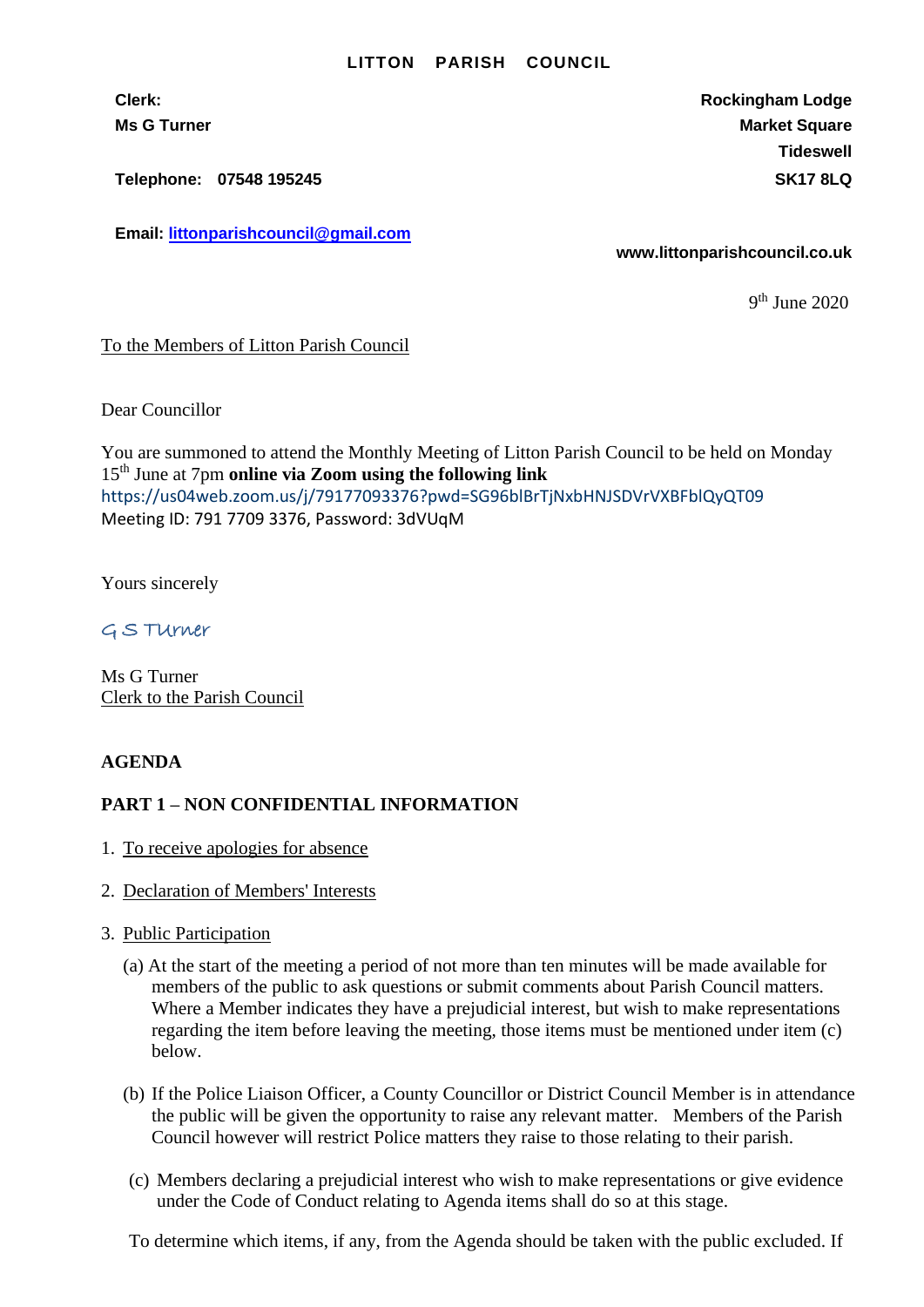**LITTON PARISH COUNCIL**

**Clerk:**
**Ms G Turner**

**Telephone: 07548 195245**

**Email: littonparishcouncil@gmail.com**

**Rockingham Lodge**
**Market Square**
**Tideswell**
**SK17 8LQ**

**www.littonparishcouncil.co.uk**

9th June 2020

To the Members of Litton Parish Council

Dear Councillor

You are summoned to attend the Monthly Meeting of Litton Parish Council to be held on Monday 15th June at 7pm **online via Zoom using the following link**
https://us04web.zoom.us/j/79177093376?pwd=SG96blBrTjNxbHNJSDVrVXBFblQyQT09
Meeting ID: 791 7709 3376, Password: 3dVUqM

Yours sincerely

G S Turner

Ms G Turner
Clerk to the Parish Council

**AGENDA**

**PART 1 – NON CONFIDENTIAL INFORMATION**

1. To receive apologies for absence
2. Declaration of Members' Interests
3. Public Participation

   (a) At the start of the meeting a period of not more than ten minutes will be made available for members of the public to ask questions or submit comments about Parish Council matters. Where a Member indicates they have a prejudicial interest, but wish to make representations regarding the item before leaving the meeting, those items must be mentioned under item (c) below.

   (b) If the Police Liaison Officer, a County Councillor or District Council Member is in attendance the public will be given the opportunity to raise any relevant matter. Members of the Parish Council however will restrict Police matters they raise to those relating to their parish.

   (c) Members declaring a prejudicial interest who wish to make representations or give evidence under the Code of Conduct relating to Agenda items shall do so at this stage.

   To determine which items, if any, from the Agenda should be taken with the public excluded. If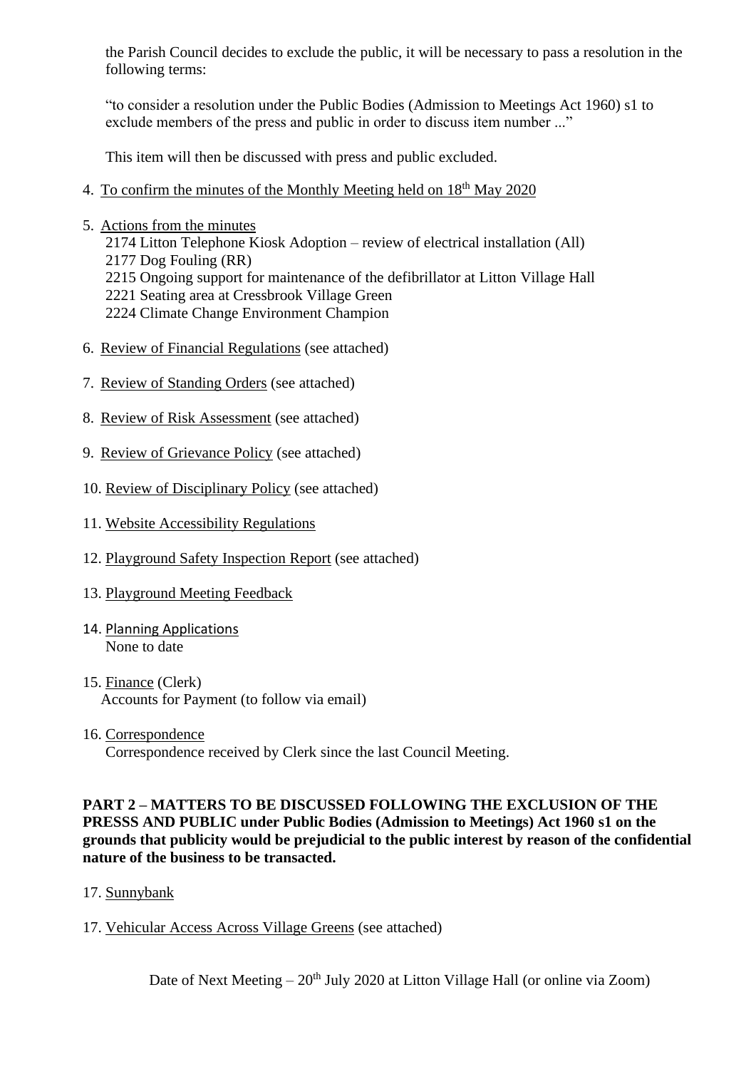the Parish Council decides to exclude the public, it will be necessary to pass a resolution in the following terms:

"to consider a resolution under the Public Bodies (Admission to Meetings Act 1960) s1 to exclude members of the press and public in order to discuss item number ..."

This item will then be discussed with press and public excluded.

4. To confirm the minutes of the Monthly Meeting held on 18th May 2020

5. Actions from the minutes
   2174 Litton Telephone Kiosk Adoption – review of electrical installation (All)
   2177 Dog Fouling (RR)
   2215 Ongoing support for maintenance of the defibrillator at Litton Village Hall
   2221 Seating area at Cressbrook Village Green
   2224 Climate Change Environment Champion

6. Review of Financial Regulations (see attached)

7. Review of Standing Orders (see attached)

8. Review of Risk Assessment (see attached)

9. Review of Grievance Policy (see attached)

10. Review of Disciplinary Policy (see attached)

11. Website Accessibility Regulations

12. Playground Safety Inspection Report (see attached)

13. Playground Meeting Feedback

14. Planning Applications
    None to date

15. Finance (Clerk)
    Accounts for Payment (to follow via email)

16. Correspondence
    Correspondence received by Clerk since the last Council Meeting.

**PART 2 – MATTERS TO BE DISCUSSED FOLLOWING THE EXCLUSION OF THE PRESSS AND PUBLIC under Public Bodies (Admission to Meetings) Act 1960 s1 on the grounds that publicity would be prejudicial to the public interest by reason of the confidential nature of the business to be transacted.**

17. Sunnybank

17. Vehicular Access Across Village Greens (see attached)

Date of Next Meeting – 20th July 2020 at Litton Village Hall (or online via Zoom)